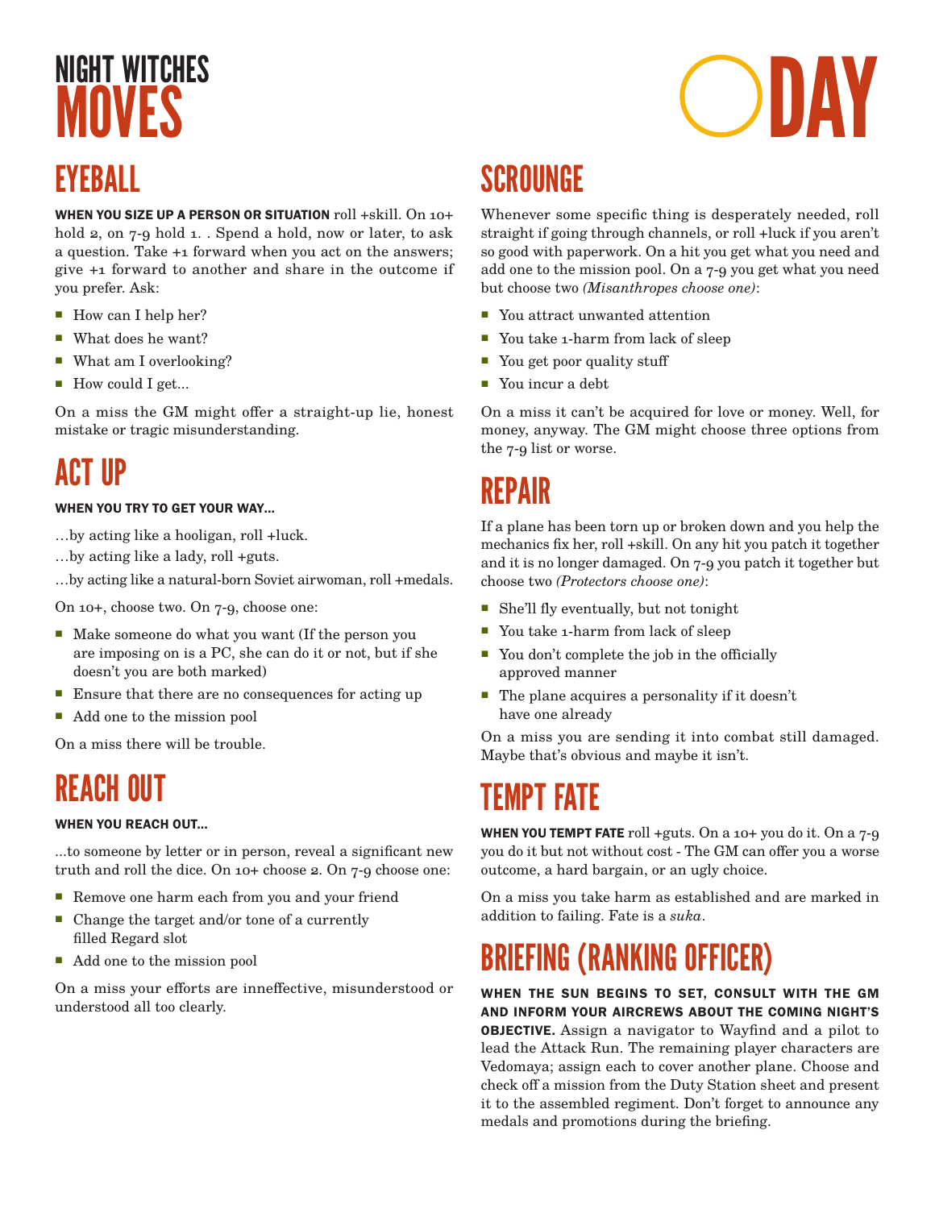# NIGHT WITCHES MOVES

# DAY

## EYEBALL

**WHEN YOU SIZE UP A PERSON OR SITUATION** roll +skill. On 10+ hold 2, on 7-9 hold 1. . Spend a hold, now or later, to ask a question. Take +1 forward when you act on the answers; give +1 forward to another and share in the outcome if you prefer. Ask:

- How can I help her?
- What does he want?
- What am I overlooking?
- How could I get...

On a miss the GM might offer a straight-up lie, honest mistake or tragic misunderstanding.

## ACT UP

**WHEN YOU TRY TO GET YOUR WAY...**

…by acting like a hooligan, roll +luck.

…by acting like a lady, roll +guts.

…by acting like a natural-born Soviet airwoman, roll +medals.

On 10+, choose two. On 7-9, choose one:

- Make someone do what you want (If the person you are imposing on is a PC, she can do it or not, but if she doesn't you are both marked)
- Ensure that there are no consequences for acting up
- Add one to the mission pool

On a miss there will be trouble.

## REACH OUT

**WHEN YOU REACH OUT...**

...to someone by letter or in person, reveal a significant new truth and roll the dice. On 10+ choose 2. On 7-9 choose one:

- Remove one harm each from you and your friend
- Change the target and/or tone of a currently filled Regard slot
- Add one to the mission pool

On a miss your efforts are inneffective, misunderstood or understood all too clearly.

## SCROUNGE

Whenever some specific thing is desperately needed, roll straight if going through channels, or roll +luck if you aren't so good with paperwork. On a hit you get what you need and add one to the mission pool. On a 7-9 you get what you need but choose two *(Misanthropes choose one)*:

- You attract unwanted attention
- You take 1-harm from lack of sleep
- You get poor quality stuff
- You incur a debt

On a miss it can't be acquired for love or money. Well, for money, anyway. The GM might choose three options from the 7-9 list or worse.

## REPAIR

If a plane has been torn up or broken down and you help the mechanics fix her, roll +skill. On any hit you patch it together and it is no longer damaged. On 7-9 you patch it together but choose two *(Protectors choose one)*:

- She'll fly eventually, but not tonight
- You take 1-harm from lack of sleep
- You don't complete the job in the officially approved manner
- The plane acquires a personality if it doesn't have one already

On a miss you are sending it into combat still damaged. Maybe that's obvious and maybe it isn't.

## TEMPT FATE

**WHEN YOU TEMPT FATE** roll +guts. On a 10+ you do it. On a 7-9 you do it but not without cost - The GM can offer you a worse outcome, a hard bargain, or an ugly choice.

On a miss you take harm as established and are marked in addition to failing. Fate is a *suka*.

## BRIEFING (RANKING OFFICER)

**WHEN THE SUN BEGINS TO SET, CONSULT WITH THE GM AND INFORM YOUR AIRCREWS ABOUT THE COMING NIGHT'S OBJECTIVE.** Assign a navigator to Wayfind and a pilot to lead the Attack Run. The remaining player characters are Vedomaya; assign each to cover another plane. Choose and check off a mission from the Duty Station sheet and present it to the assembled regiment. Don't forget to announce any medals and promotions during the briefing.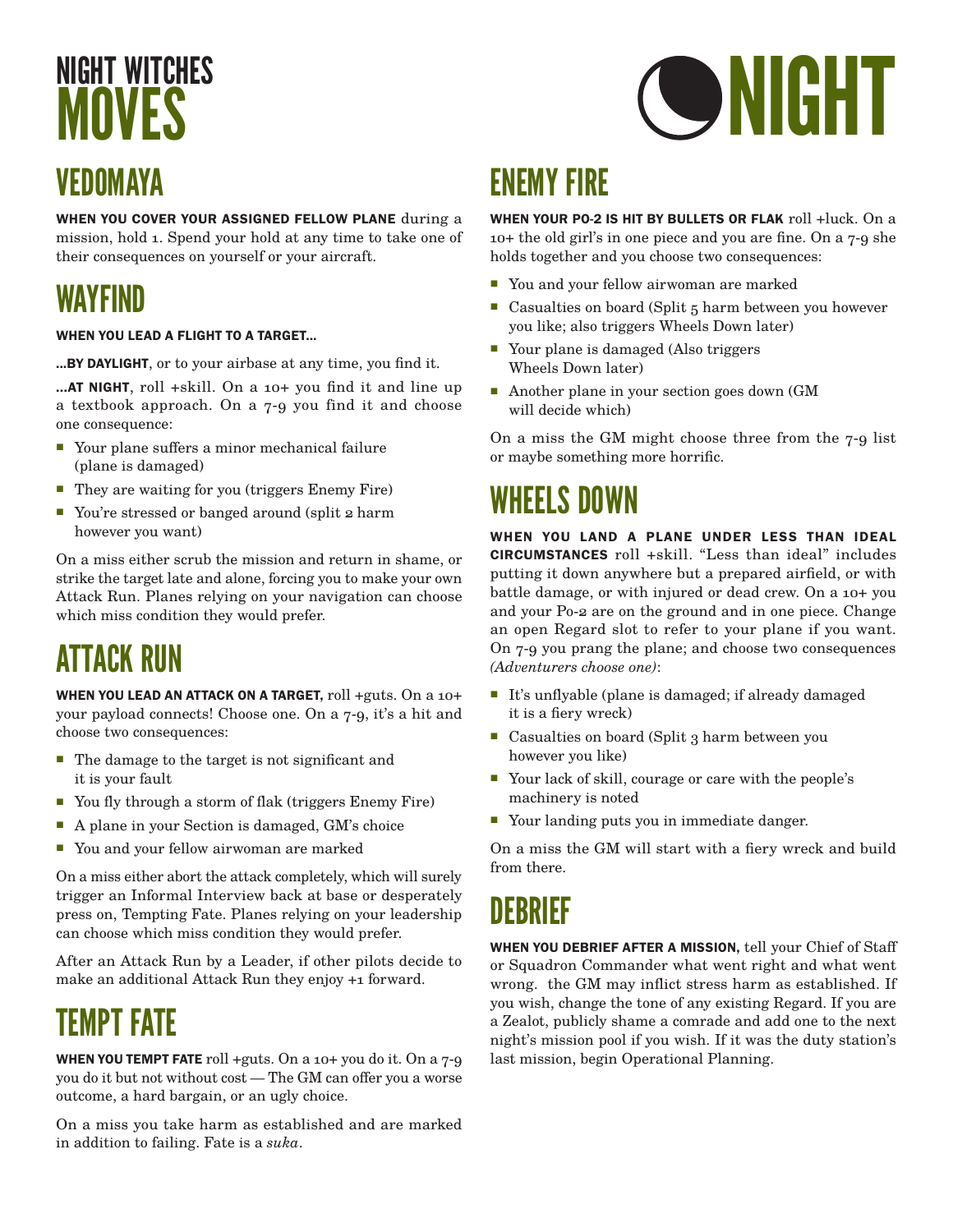# NIGHT WITCHES MOVES

# NIGHT

## VEDOMAYA

**WHEN YOU COVER YOUR ASSIGNED FELLOW PLANE** during a mission, hold 1. Spend your hold at any time to take one of their consequences on yourself or your aircraft.

## WAYFIND

**WHEN YOU LEAD A FLIGHT TO A TARGET...**

**...BY DAYLIGHT**, or to your airbase at any time, you find it.

**...AT NIGHT**, roll +skill. On a 10+ you find it and line up a textbook approach. On a 7-9 you find it and choose one consequence:

- Your plane suffers a minor mechanical failure (plane is damaged)
- They are waiting for you (triggers Enemy Fire)
- You're stressed or banged around (split 2 harm however you want)

On a miss either scrub the mission and return in shame, or strike the target late and alone, forcing you to make your own Attack Run. Planes relying on your navigation can choose which miss condition they would prefer.

## ATTACK RUN

**WHEN YOU LEAD AN ATTACK ON A TARGET,** roll +guts. On a 10+ your payload connects! Choose one. On a 7-9, it's a hit and choose two consequences:

- The damage to the target is not significant and it is your fault
- You fly through a storm of flak (triggers Enemy Fire)
- A plane in your Section is damaged, GM's choice
- You and your fellow airwoman are marked

On a miss either abort the attack completely, which will surely trigger an Informal Interview back at base or desperately press on, Tempting Fate. Planes relying on your leadership can choose which miss condition they would prefer.

After an Attack Run by a Leader, if other pilots decide to make an additional Attack Run they enjoy +1 forward.

## TEMPT FATE

**WHEN YOU TEMPT FATE** roll +guts. On a 10+ you do it. On a 7-9 you do it but not without cost — The GM can offer you a worse outcome, a hard bargain, or an ugly choice.

On a miss you take harm as established and are marked in addition to failing. Fate is a *suka*.

## ENEMY FIRE

**WHEN YOUR PO-2 IS HIT BY BULLETS OR FLAK** roll +luck. On a 10+ the old girl's in one piece and you are fine. On a 7-9 she holds together and you choose two consequences:

- You and your fellow airwoman are marked
- Casualties on board (Split 5 harm between you however you like; also triggers Wheels Down later)
- Your plane is damaged (Also triggers Wheels Down later)
- Another plane in your section goes down (GM will decide which)

On a miss the GM might choose three from the 7-9 list or maybe something more horrific.

## WHEELS DOWN

**WHEN YOU LAND A PLANE UNDER LESS THAN IDEAL CIRCUMSTANCES** roll +skill. "Less than ideal" includes putting it down anywhere but a prepared airfield, or with battle damage, or with injured or dead crew. On a 10+ you and your Po-2 are on the ground and in one piece. Change an open Regard slot to refer to your plane if you want. On 7-9 you prang the plane; and choose two consequences *(Adventurers choose one)*:

- It's unflyable (plane is damaged; if already damaged it is a fiery wreck)
- Casualties on board (Split 3 harm between you however you like)
- Your lack of skill, courage or care with the people's machinery is noted
- Your landing puts you in immediate danger.

On a miss the GM will start with a fiery wreck and build from there.

## DEBRIEF

**WHEN YOU DEBRIEF AFTER A MISSION,** tell your Chief of Staff or Squadron Commander what went right and what went wrong. the GM may inflict stress harm as established. If you wish, change the tone of any existing Regard. If you are a Zealot, publicly shame a comrade and add one to the next night's mission pool if you wish. If it was the duty station's last mission, begin Operational Planning.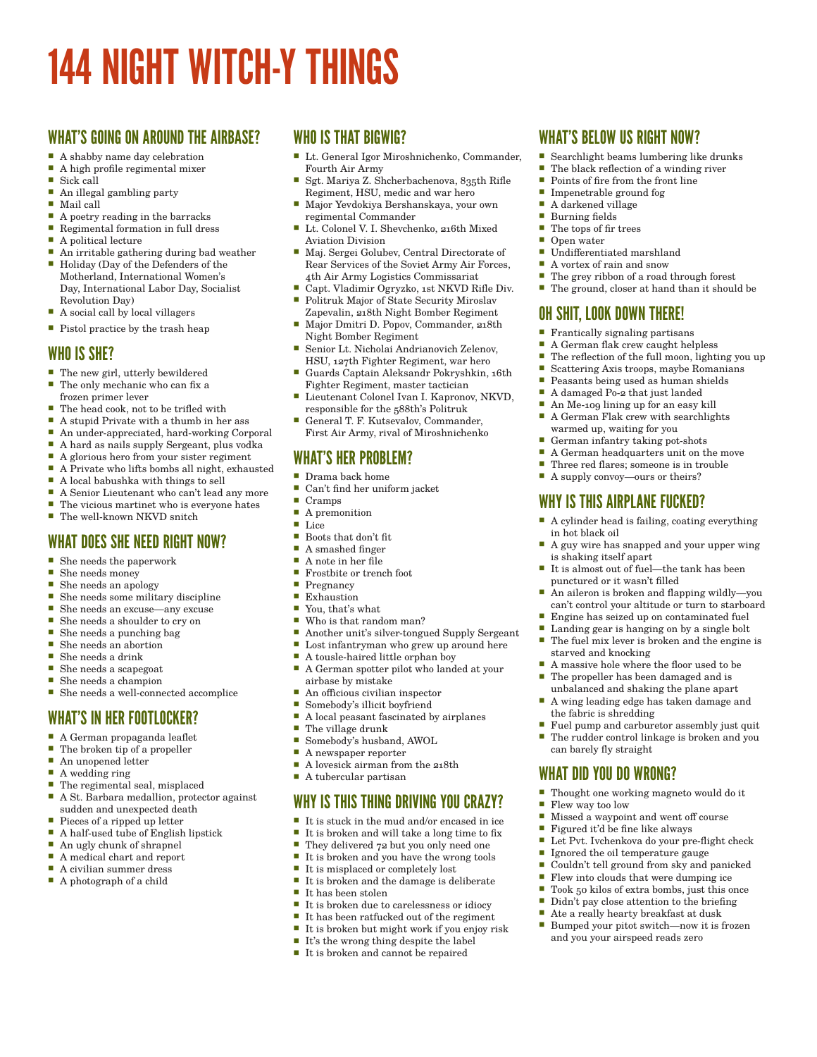# 144 NIGHT WITCH-Y THINGS

## WHAT'S GOING ON AROUND THE AIRBASE?

- A shabby name day celebration
- A high profile regimental mixer
- Sick call
- An illegal gambling party
- Mail call
- A poetry reading in the barracks
- Regimental formation in full dress
- A political lecture
- An irritable gathering during bad weather
- Holiday (Day of the Defenders of the Motherland, International Women's Day, International Labor Day, Socialist Revolution Day)
- A social call by local villagers
- Pistol practice by the trash heap

## WHO IS SHE?

- The new girl, utterly bewildered
- The only mechanic who can fix a frozen primer lever
- The head cook, not to be trifled with
- A stupid Private with a thumb in her ass
- An under-appreciated, hard-working Corporal
- A hard as nails supply Sergeant, plus vodka
- A glorious hero from your sister regiment
- A Private who lifts bombs all night, exhausted
- A local babushka with things to sell
- A Senior Lieutenant who can't lead any more
- The vicious martinet who is everyone hates
- The well-known NKVD snitch

## WHAT DOES SHE NEED RIGHT NOW?

- She needs the paperwork
- She needs money
- She needs an apology
- She needs some military discipline
- She needs an excuse—any excuse
- She needs a shoulder to cry on
- She needs a punching bag
- She needs an abortion
- She needs a drink
- She needs a scapegoat
- She needs a champion
- She needs a well-connected accomplice

## WHAT'S IN HER FOOTLOCKER?

- A German propaganda leaflet
- The broken tip of a propeller
- An unopened letter
- A wedding ring
- The regimental seal, misplaced
- A St. Barbara medallion, protector against sudden and unexpected death
- Pieces of a ripped up letter
- A half-used tube of English lipstick
- An ugly chunk of shrapnel
- A medical chart and report
- A civilian summer dress
- A photograph of a child

## WHO IS THAT BIGWIG?

- Lt. General Igor Miroshnichenko, Commander, Fourth Air Army
- Sgt. Mariya Z. Shcherbachenova, 835th Rifle Regiment, HSU, medic and war hero
- Major Yevdokiya Bershanskaya, your own regimental Commander
- Lt. Colonel V. I. Shevchenko, 216th Mixed Aviation Division
- Maj. Sergei Golubev, Central Directorate of Rear Services of the Soviet Army Air Forces, 4th Air Army Logistics Commissariat
- Capt. Vladimir Ogryzko, 1st NKVD Rifle Div.
- Politruk Major of State Security Miroslav Zapevalin, 218th Night Bomber Regiment
- Major Dmitri D. Popov, Commander, 218th Night Bomber Regiment
- Senior Lt. Nicholai Andrianovich Zelenov, HSU, 127th Fighter Regiment, war hero
- Guards Captain Aleksandr Pokryshkin, 16th Fighter Regiment, master tactician
- Lieutenant Colonel Ivan I. Kapronov, NKVD, responsible for the 588th's Politruk
- General T. F. Kutsevalov, Commander, First Air Army, rival of Miroshnichenko

## WHAT'S HER PROBLEM?

- Drama back home
- Can't find her uniform jacket
- Cramps
- A premonition
- Lice
- Boots that don't fit
- A smashed finger
- A note in her file
- Frostbite or trench foot
- Pregnancy
- Exhaustion
- You, that's what
- Who is that random man?
- Another unit's silver-tongued Supply Sergeant
- Lost infantryman who grew up around here
- A tousle-haired little orphan boy
- A German spotter pilot who landed at your airbase by mistake
- An officious civilian inspector
- Somebody's illicit boyfriend
- A local peasant fascinated by airplanes
- The village drunk
- Somebody's husband, AWOL
- A newspaper reporter
- A lovesick airman from the 218th
- A tubercular partisan

## WHY IS THIS THING DRIVING YOU CRAZY?

- It is stuck in the mud and/or encased in ice
- It is broken and will take a long time to fix
- They delivered 72 but you only need one
- It is broken and you have the wrong tools
- It is misplaced or completely lost
- It is broken and the damage is deliberate
- It has been stolen
- It is broken due to carelessness or idiocy
- It has been ratfucked out of the regiment
- It is broken but might work if you enjoy risk
- It's the wrong thing despite the label
- It is broken and cannot be repaired

## WHAT'S BELOW US RIGHT NOW?

- Searchlight beams lumbering like drunks
- The black reflection of a winding river
- Points of fire from the front line
- Impenetrable ground fog
- A darkened village
- Burning fields
- The tops of fir trees
- Open water
- Undifferentiated marshland
- A vortex of rain and snow
- The grey ribbon of a road through forest
- The ground, closer at hand than it should be

## OH SHIT, LOOK DOWN THERE!

- Frantically signaling partisans
- A German flak crew caught helpless
- The reflection of the full moon, lighting you up
- Scattering Axis troops, maybe Romanians
- Peasants being used as human shields
- A damaged Po-2 that just landed
- An Me-109 lining up for an easy kill
- A German Flak crew with searchlights warmed up, waiting for you
- German infantry taking pot-shots
- A German headquarters unit on the move
- Three red flares; someone is in trouble
- A supply convoy—ours or theirs?

## WHY IS THIS AIRPLANE FUCKED?

- A cylinder head is failing, coating everything in hot black oil
- A guy wire has snapped and your upper wing is shaking itself apart
- It is almost out of fuel—the tank has been punctured or it wasn't filled
- An aileron is broken and flapping wildly—you can't control your altitude or turn to starboard
- Engine has seized up on contaminated fuel
- Landing gear is hanging on by a single bolt
- The fuel mix lever is broken and the engine is starved and knocking
- A massive hole where the floor used to be
- The propeller has been damaged and is unbalanced and shaking the plane apart
- A wing leading edge has taken damage and the fabric is shredding
- Fuel pump and carburetor assembly just quit
- The rudder control linkage is broken and you can barely fly straight

## WHAT DID YOU DO WRONG?

- Thought one working magneto would do it
- Flew way too low
- Missed a waypoint and went off course
- Figured it'd be fine like always
- Let Pvt. Ivchenkova do your pre-flight check
- Ignored the oil temperature gauge
- Couldn't tell ground from sky and panicked
- Flew into clouds that were dumping ice
- Took 50 kilos of extra bombs, just this once
- Didn't pay close attention to the briefing
- Ate a really hearty breakfast at dusk
- Bumped your pitot switch—now it is frozen and you your airspeed reads zero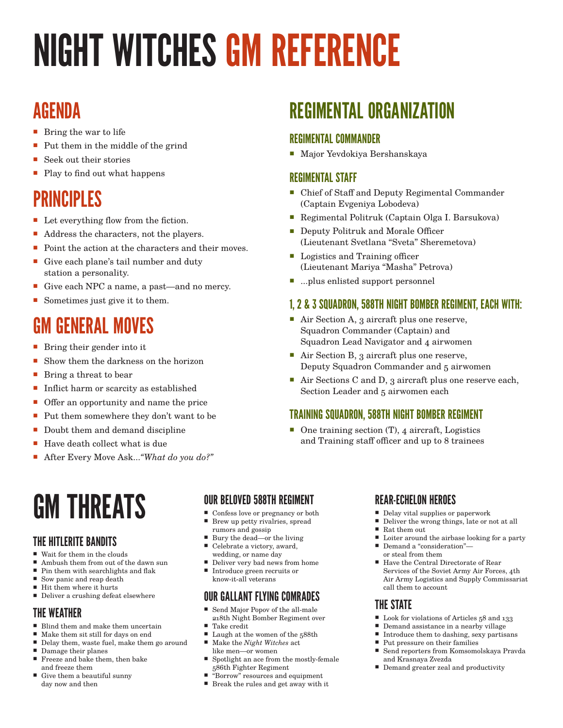# NIGHT WITCHES GM REFERENCE

## AGENDA

- Bring the war to life
- Put them in the middle of the grind
- Seek out their stories
- Play to find out what happens

## PRINCIPLES

- Let everything flow from the fiction.
- Address the characters, not the players.
- Point the action at the characters and their moves.
- Give each plane's tail number and duty station a personality.
- Give each NPC a name, a past—and no mercy.
- Sometimes just give it to them.

## GM GENERAL MOVES

- Bring their gender into it
- Show them the darkness on the horizon
- Bring a threat to bear
- Inflict harm or scarcity as established
- Offer an opportunity and name the price
- Put them somewhere they don't want to be
- Doubt them and demand discipline
- Have death collect what is due
- After Every Move Ask...*"What do you do?"*

## REGIMENTAL ORGANIZATION

### REGIMENTAL COMMANDER

- Major Yevdokiya Bershanskaya

### REGIMENTAL STAFF

- Chief of Staff and Deputy Regimental Commander (Captain Evgeniya Lobodeva)
- Regimental Politruk (Captain Olga I. Barsukova)
- Deputy Politruk and Morale Officer (Lieutenant Svetlana "Sveta" Sheremetova)
- Logistics and Training officer (Lieutenant Mariya "Masha" Petrova)
- ...plus enlisted support personnel

### 1, 2 & 3 SQUADRON, 588TH NIGHT BOMBER REGIMENT, EACH WITH:

- Air Section A, 3 aircraft plus one reserve, Squadron Commander (Captain) and Squadron Lead Navigator and 4 airwomen
- Air Section B, 3 aircraft plus one reserve, Deputy Squadron Commander and 5 airwomen
- Air Sections C and D, 3 aircraft plus one reserve each, Section Leader and 5 airwomen each

### TRAINING SQUADRON, 588TH NIGHT BOMBER REGIMENT

- One training section (T), 4 aircraft, Logistics and Training staff officer and up to 8 trainees

# GM THREATS

### THE HITLERITE BANDITS

- Wait for them in the clouds
- Ambush them from out of the dawn sun
- Pin them with searchlights and flak
- Sow panic and reap death
- Hit them where it hurts
- Deliver a crushing defeat elsewhere

### THE WEATHER

- Blind them and make them uncertain
- Make them sit still for days on end
- Delay them, waste fuel, make them go around
- Damage their planes
- Freeze and bake them, then bake and freeze them
- Give them a beautiful sunny day now and then

### OUR BELOVED 588TH REGIMENT

- Confess love or pregnancy or both
- Brew up petty rivalries, spread rumors and gossip
- Bury the dead—or the living
- Celebrate a victory, award, wedding, or name day
- Deliver very bad news from home
- Introduce green recruits or know-it-all veterans

### OUR GALLANT FLYING COMRADES

- Send Major Popov of the all-male 218th Night Bomber Regiment over
- Take credit
- Laugh at the women of the 588th
- Make the *Night Witches* act like men—or women
- Spotlight an ace from the mostly-female 586th Fighter Regiment
- "Borrow" resources and equipment
- Break the rules and get away with it

### REAR-ECHELON HEROES

- Delay vital supplies or paperwork
- Deliver the wrong things, late or not at all
- Rat them out
- Loiter around the airbase looking for a party
- Demand a "consideration"—or steal from them
- Have the Central Directorate of Rear Services of the Soviet Army Air Forces, 4th Air Army Logistics and Supply Commissariat call them to account

### THE STATE

- Look for violations of Articles 58 and 133
- Demand assistance in a nearby village
- Introduce them to dashing, sexy partisans
- Put pressure on their families
- Send reporters from Komsomolskaya Pravda and Krasnaya Zvezda
- Demand greater zeal and productivity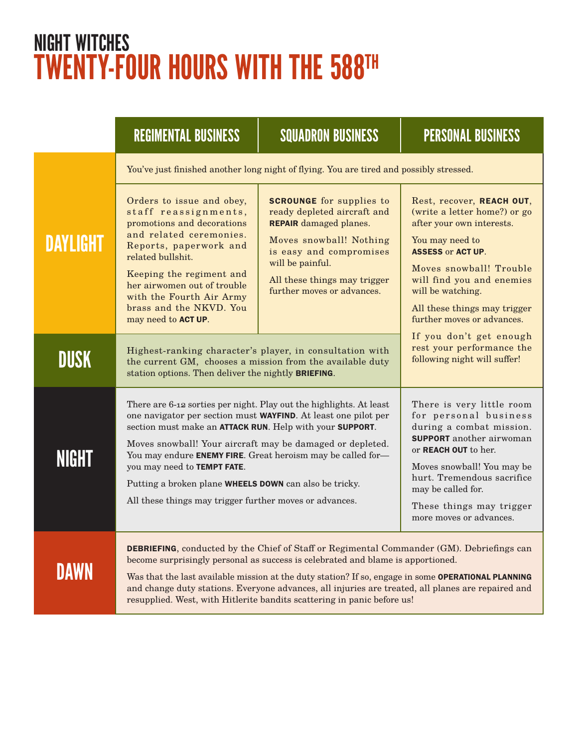# NIGHT WITCHES
# TWENTY-FOUR HOURS WITH THE 588TH

| | REGIMENTAL BUSINESS | SQUADRON BUSINESS | PERSONAL BUSINESS |
|---|---|---|---|
| **DAYLIGHT** | You've just finished another long night of flying. You are tired and possibly stressed. | | |
| | Orders to issue and obey, staff reassignments, promotions and decorations and related ceremonies. Reports, paperwork and related bullshit.<br><br>Keeping the regiment and her airwomen out of trouble with the Fourth Air Army brass and the NKVD. You may need to **ACT UP**. | **SCROUNGE** for supplies to ready depleted aircraft and **REPAIR** damaged planes.<br><br>Moves snowball! Nothing is easy and compromises will be painful.<br><br>All these things may trigger further moves or advances. | Rest, recover, **REACH OUT**, (write a letter home?) or go after your own interests.<br><br>You may need to **ASSESS** or **ACT UP**.<br><br>Moves snowball! Trouble will find you and enemies will be watching.<br><br>All these things may trigger further moves or advances.<br><br>If you don't get enough rest your performance the following night will suffer! |
| **DUSK** | Highest-ranking character's player, in consultation with the current GM, chooses a mission from the available duty station options. Then deliver the nightly **BRIEFING**. | | |
| **NIGHT** | There are 6-12 sorties per night. Play out the highlights. At least one navigator per section must **WAYFIND**. At least one pilot per section must make an **ATTACK RUN**. Help with your **SUPPORT**.<br><br>Moves snowball! Your aircraft may be damaged or depleted. You may endure **ENEMY FIRE**. Great heroism may be called for—you may need to **TEMPT FATE**.<br><br>Putting a broken plane **WHEELS DOWN** can also be tricky.<br><br>All these things may trigger further moves or advances. | | There is very little room for personal business during a combat mission. **SUPPORT** another airwoman or **REACH OUT** to her.<br><br>Moves snowball! You may be hurt. Tremendous sacrifice may be called for.<br><br>These things may trigger more moves or advances. |
| **DAWN** | **DEBRIEFING**, conducted by the Chief of Staff or Regimental Commander (GM). Debriefings can become surprisingly personal as success is celebrated and blame is apportioned.<br><br>Was that the last available mission at the duty station? If so, engage in some **OPERATIONAL PLANNING** and change duty stations. Everyone advances, all injuries are treated, all planes are repaired and resupplied. West, with Hitlerite bandits scattering in panic before us! | | |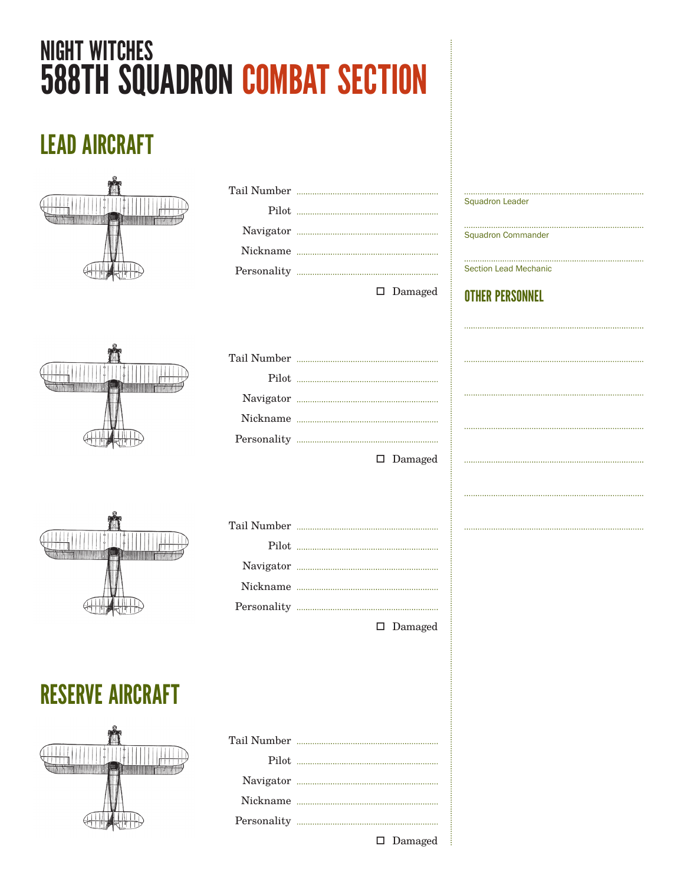# NIGHT WITCHES
# 588TH SQUADRON COMBAT SECTION

## LEAD AIRCRAFT

Tail Number ..............................

Pilot ..............................

Navigator ..............................

Nickname ..............................

Personality ..............................

☐ Damaged

Tail Number ..............................

Pilot ..............................

Navigator ..............................

Nickname ..............................

Personality ..............................

☐ Damaged

Tail Number ..............................

Pilot ..............................

Navigator ..............................

Nickname ..............................

Personality ..............................

☐ Damaged

## RESERVE AIRCRAFT

Tail Number ..............................

Pilot ..............................

Navigator ..............................

Nickname ..............................

Personality ..............................

☐ Damaged

..............................

Squadron Leader

..............................

Squadron Commander

..............................

Section Lead Mechanic

## OTHER PERSONNEL

..............................

..............................

..............................

..............................

..............................

..............................

..............................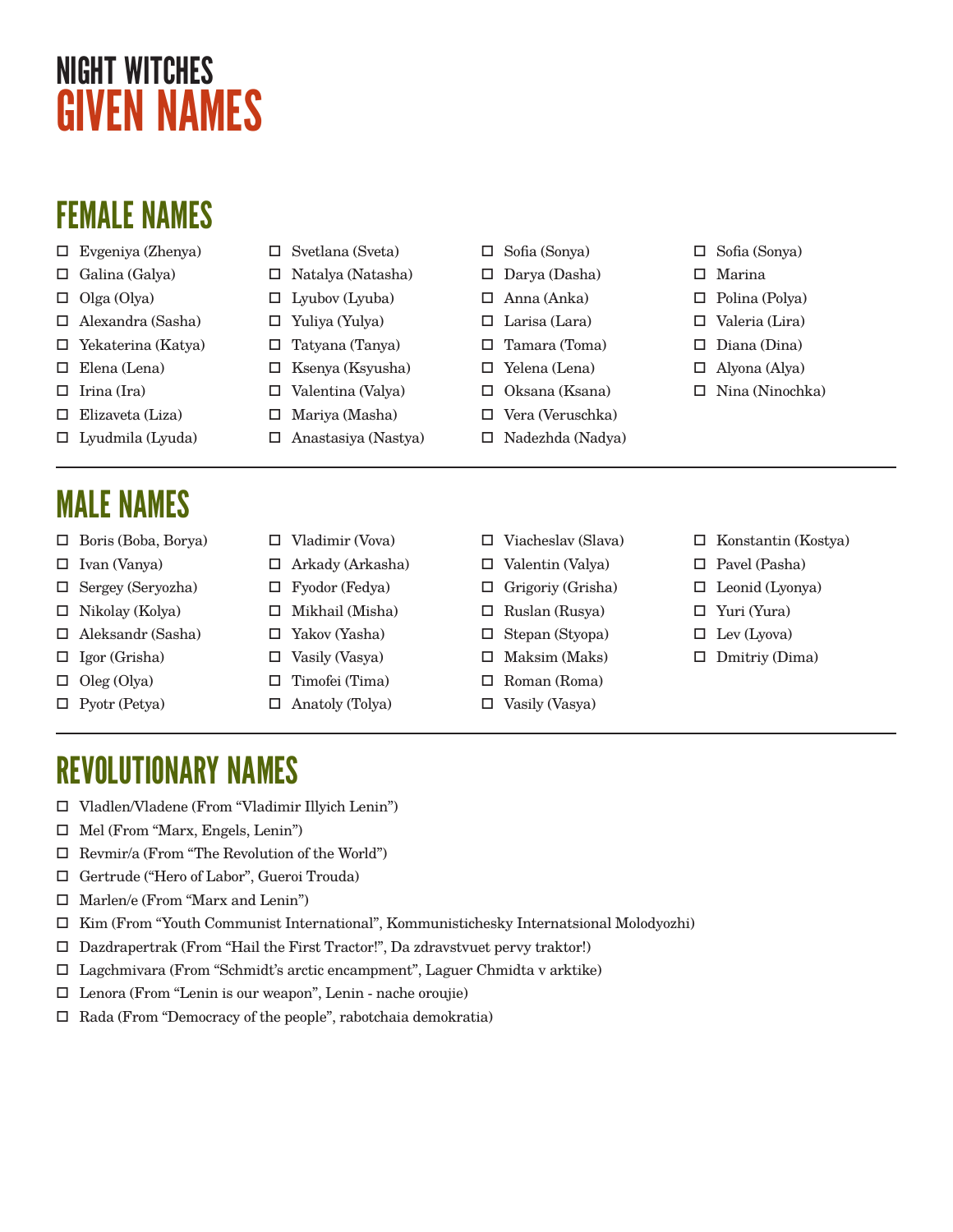# NIGHT WITCHES
# GIVEN NAMES

## FEMALE NAMES

- ☐ Evgeniya (Zhenya)
- ☐ Galina (Galya)
- ☐ Olga (Olya)
- ☐ Alexandra (Sasha)
- ☐ Yekaterina (Katya)
- ☐ Elena (Lena)
- ☐ Irina (Ira)
- ☐ Elizaveta (Liza)
- ☐ Lyudmila (Lyuda)
- ☐ Svetlana (Sveta)
- ☐ Natalya (Natasha)
- ☐ Lyubov (Lyuba)
- ☐ Yuliya (Yulya)
- ☐ Tatyana (Tanya)
- ☐ Ksenya (Ksyusha)
- ☐ Valentina (Valya)
- ☐ Mariya (Masha)
- ☐ Anastasiya (Nastya)
- ☐ Sofia (Sonya)
- ☐ Darya (Dasha)
- ☐ Anna (Anka)
- ☐ Larisa (Lara)
- ☐ Tamara (Toma)
- ☐ Yelena (Lena)
- ☐ Oksana (Ksana)
- ☐ Vera (Veruschka)
- ☐ Nadezhda (Nadya)
- ☐ Sofia (Sonya)
- ☐ Marina
- ☐ Polina (Polya)
- ☐ Valeria (Lira)
- ☐ Diana (Dina)
- ☐ Alyona (Alya)
- ☐ Nina (Ninochka)

---

## MALE NAMES

- ☐ Boris (Boba, Borya)
- ☐ Ivan (Vanya)
- ☐ Sergey (Seryozha)
- ☐ Nikolay (Kolya)
- ☐ Aleksandr (Sasha)
- ☐ Igor (Grisha)
- ☐ Oleg (Olya)
- ☐ Pyotr (Petya)
- ☐ Vladimir (Vova)
- ☐ Arkady (Arkasha)
- ☐ Fyodor (Fedya)
- ☐ Mikhail (Misha)
- ☐ Yakov (Yasha)
- ☐ Vasily (Vasya)
- ☐ Timofei (Tima)
- ☐ Anatoly (Tolya)
- ☐ Viacheslav (Slava)
- ☐ Valentin (Valya)
- ☐ Grigoriy (Grisha)
- ☐ Ruslan (Rusya)
- ☐ Stepan (Styopa)
- ☐ Maksim (Maks)
- ☐ Roman (Roma)
- ☐ Vasily (Vasya)
- ☐ Konstantin (Kostya)
- ☐ Pavel (Pasha)
- ☐ Leonid (Lyonya)
- ☐ Yuri (Yura)
- ☐ Lev (Lyova)
- ☐ Dmitriy (Dima)

---

## REVOLUTIONARY NAMES

- ☐ Vladlen/Vladene (From "Vladimir Illyich Lenin")
- ☐ Mel (From "Marx, Engels, Lenin")
- ☐ Revmir/a (From "The Revolution of the World")
- ☐ Gertrude ("Hero of Labor", Gueroi Trouda)
- ☐ Marlen/e (From "Marx and Lenin")
- ☐ Kim (From "Youth Communist International", Kommunistichesky Internatsional Molodyozhi)
- ☐ Dazdrapertrak (From "Hail the First Tractor!", Da zdravstvuet pervy traktor!)
- ☐ Lagchmivara (From "Schmidt's arctic encampment", Laguer Chmidta v arktike)
- ☐ Lenora (From "Lenin is our weapon", Lenin - nache oroujie)
- ☐ Rada (From "Democracy of the people", rabotchaia demokratia)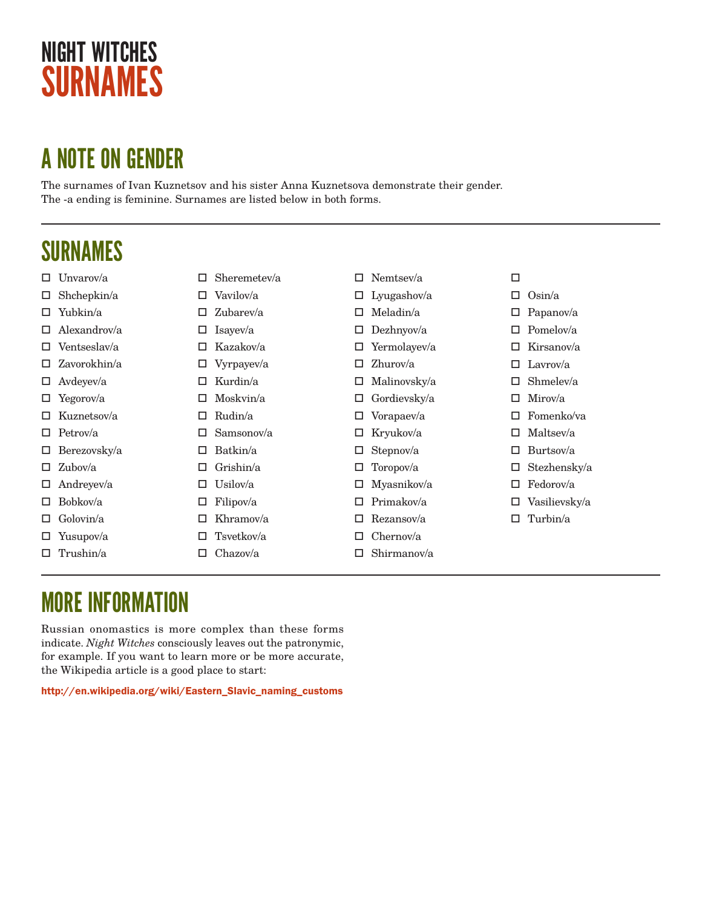# NIGHT WITCHES
# SURNAMES

## A NOTE ON GENDER

The surnames of Ivan Kuznetsov and his sister Anna Kuznetsova demonstrate their gender. The -a ending is feminine. Surnames are listed below in both forms.

---

## SURNAMES

- ☐ Unvarov/a
- ☐ Shchepkin/a
- ☐ Yubkin/a
- ☐ Alexandrov/a
- ☐ Ventseslav/a
- ☐ Zavorokhin/a
- ☐ Avdeyev/a
- ☐ Yegorov/a
- ☐ Kuznetsov/a
- ☐ Petrov/a
- ☐ Berezovsky/a
- ☐ Zubov/a
- ☐ Andreyev/a
- ☐ Bobkov/a
- ☐ Golovin/a
- ☐ Yusupov/a
- ☐ Trushin/a
- ☐ Sheremetev/a
- ☐ Vavilov/a
- ☐ Zubarev/a
- ☐ Isayev/a
- ☐ Kazakov/a
- ☐ Vyrpayev/a
- ☐ Kurdin/a
- ☐ Moskvin/a
- ☐ Rudin/a
- ☐ Samsonov/a
- ☐ Batkin/a
- ☐ Grishin/a
- ☐ Usilov/a
- ☐ Filipov/a
- ☐ Khramov/a
- ☐ Tsvetkov/a
- ☐ Chazov/a
- ☐ Nemtsev/a
- ☐ Lyugashov/a
- ☐ Meladin/a
- ☐ Dezhnyov/a
- ☐ Yermolayev/a
- ☐ Zhurov/a
- ☐ Malinovsky/a
- ☐ Gordievsky/a
- ☐ Vorapaev/a
- ☐ Kryukov/a
- ☐ Stepnov/a
- ☐ Toropov/a
- ☐ Myasnikov/a
- ☐ Primakov/a
- ☐ Rezansov/a
- ☐ Chernov/a
- ☐ Shirmanov/a
- ☐
- ☐ Osin/a
- ☐ Papanov/a
- ☐ Pomelov/a
- ☐ Kirsanov/a
- ☐ Lavrov/a
- ☐ Shmelev/a
- ☐ Mirov/a
- ☐ Fomenko/va
- ☐ Maltsev/a
- ☐ Burtsov/a
- ☐ Stezhensky/a
- ☐ Fedorov/a
- ☐ Vasilievsky/a
- ☐ Turbin/a

---

## MORE INFORMATION

Russian onomastics is more complex than these forms indicate. *Night Witches* consciously leaves out the patronymic, for example. If you want to learn more or be more accurate, the Wikipedia article is a good place to start:

**http://en.wikipedia.org/wiki/Eastern_Slavic_naming_customs**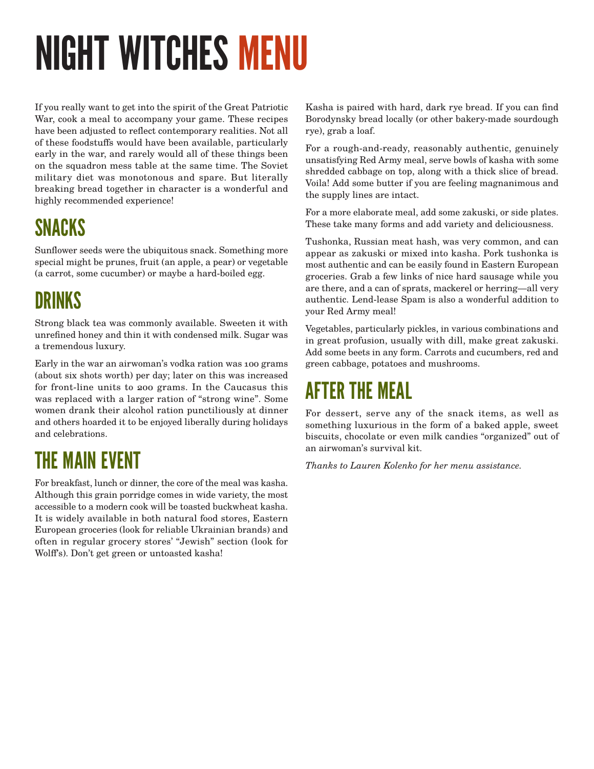# NIGHT WITCHES MENU

If you really want to get into the spirit of the Great Patriotic War, cook a meal to accompany your game. These recipes have been adjusted to reflect contemporary realities. Not all of these foodstuffs would have been available, particularly early in the war, and rarely would all of these things been on the squadron mess table at the same time. The Soviet military diet was monotonous and spare. But literally breaking bread together in character is a wonderful and highly recommended experience!

## SNACKS

Sunflower seeds were the ubiquitous snack. Something more special might be prunes, fruit (an apple, a pear) or vegetable (a carrot, some cucumber) or maybe a hard-boiled egg.

## DRINKS

Strong black tea was commonly available. Sweeten it with unrefined honey and thin it with condensed milk. Sugar was a tremendous luxury.

Early in the war an airwoman's vodka ration was 100 grams (about six shots worth) per day; later on this was increased for front-line units to 200 grams. In the Caucasus this was replaced with a larger ration of "strong wine". Some women drank their alcohol ration punctiliously at dinner and others hoarded it to be enjoyed liberally during holidays and celebrations.

## THE MAIN EVENT

For breakfast, lunch or dinner, the core of the meal was kasha. Although this grain porridge comes in wide variety, the most accessible to a modern cook will be toasted buckwheat kasha. It is widely available in both natural food stores, Eastern European groceries (look for reliable Ukrainian brands) and often in regular grocery stores' "Jewish" section (look for Wolff's). Don't get green or untoasted kasha!

Kasha is paired with hard, dark rye bread. If you can find Borodynsky bread locally (or other bakery-made sourdough rye), grab a loaf.

For a rough-and-ready, reasonably authentic, genuinely unsatisfying Red Army meal, serve bowls of kasha with some shredded cabbage on top, along with a thick slice of bread. Voila! Add some butter if you are feeling magnanimous and the supply lines are intact.

For a more elaborate meal, add some zakuski, or side plates. These take many forms and add variety and deliciousness.

Tushonka, Russian meat hash, was very common, and can appear as zakuski or mixed into kasha. Pork tushonka is most authentic and can be easily found in Eastern European groceries. Grab a few links of nice hard sausage while you are there, and a can of sprats, mackerel or herring—all very authentic. Lend-lease Spam is also a wonderful addition to your Red Army meal!

Vegetables, particularly pickles, in various combinations and in great profusion, usually with dill, make great zakuski. Add some beets in any form. Carrots and cucumbers, red and green cabbage, potatoes and mushrooms.

## AFTER THE MEAL

For dessert, serve any of the snack items, as well as something luxurious in the form of a baked apple, sweet biscuits, chocolate or even milk candies "organized" out of an airwoman's survival kit.

*Thanks to Lauren Kolenko for her menu assistance.*